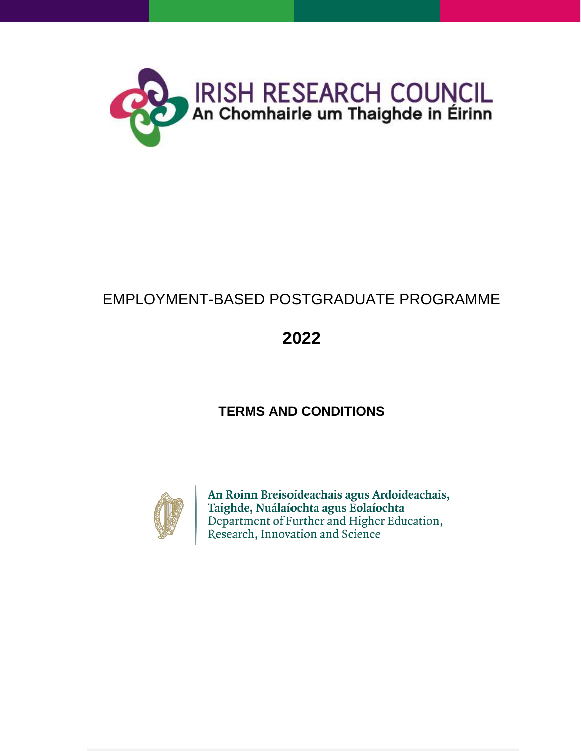IRISH RESEARCH COUNCIL

An Chomhairle um Thaighde in Éirinn

# EMPLOYMENT-BASED POSTGRADUATE PROGRAMME

## 2022

## TERMS AND CONDITIONS

An Roinn Breisoideachais agus Ardoideachais, Taighde, Nuálaíochta agus Eolaíochta

Department of Further and Higher Education, Research, Innovation and Science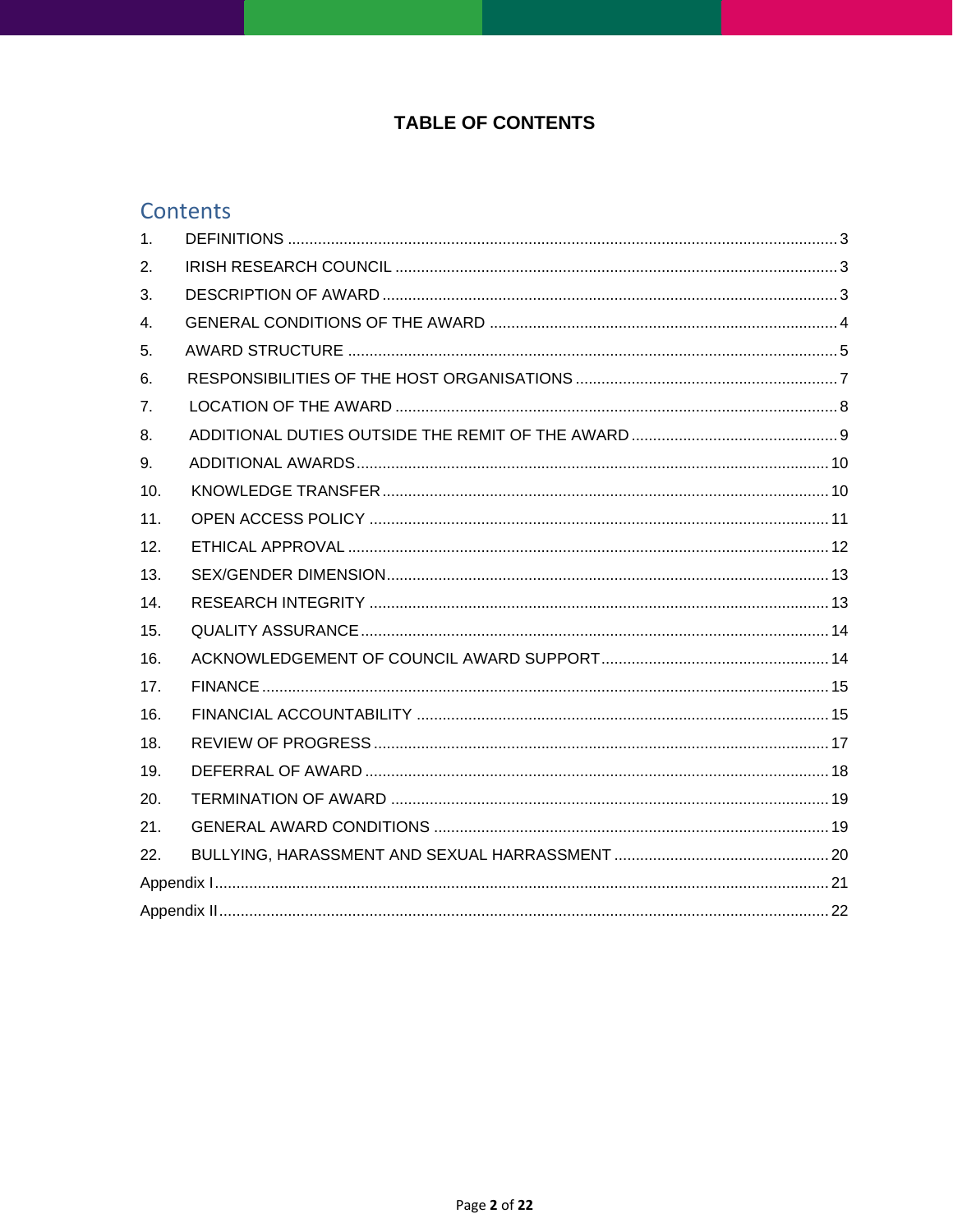# TABLE OF CONTENTS

## Contents

1. DEFINITIONS .............................................................................................................. 3
2. IRISH RESEARCH COUNCIL ..................................................................................... 3
3. DESCRIPTION OF AWARD ........................................................................................ 3
4. GENERAL CONDITIONS OF THE AWARD ............................................................... 4
5. AWARD STRUCTURE ................................................................................................ 5
6. RESPONSIBILITIES OF THE HOST ORGANISATIONS ............................................ 7
7. LOCATION OF THE AWARD ..................................................................................... 8
8. ADDITIONAL DUTIES OUTSIDE THE REMIT OF THE AWARD ............................... 9
9. ADDITIONAL AWARDS ............................................................................................ 10
10. KNOWLEDGE TRANSFER ...................................................................................... 10
11. OPEN ACCESS POLICY .......................................................................................... 11
12. ETHICAL APPROVAL .............................................................................................. 12
13. SEX/GENDER DIMENSION ..................................................................................... 13
14. RESEARCH INTEGRITY .......................................................................................... 13
15. QUALITY ASSURANCE ........................................................................................... 14
16. ACKNOWLEDGEMENT OF COUNCIL AWARD SUPPORT .................................... 14
17. FINANCE .................................................................................................................. 15
16. FINANCIAL ACCOUNTABILITY ............................................................................... 15
18. REVIEW OF PROGRESS ......................................................................................... 17
19. DEFERRAL OF AWARD .......................................................................................... 18
20. TERMINATION OF AWARD ..................................................................................... 19
21. GENERAL AWARD CONDITIONS ........................................................................... 19
22. BULLYING, HARASSMENT AND SEXUAL HARRASSMENT ................................. 20

Appendix I ............................................................................................................................ 21

Appendix II ........................................................................................................................... 22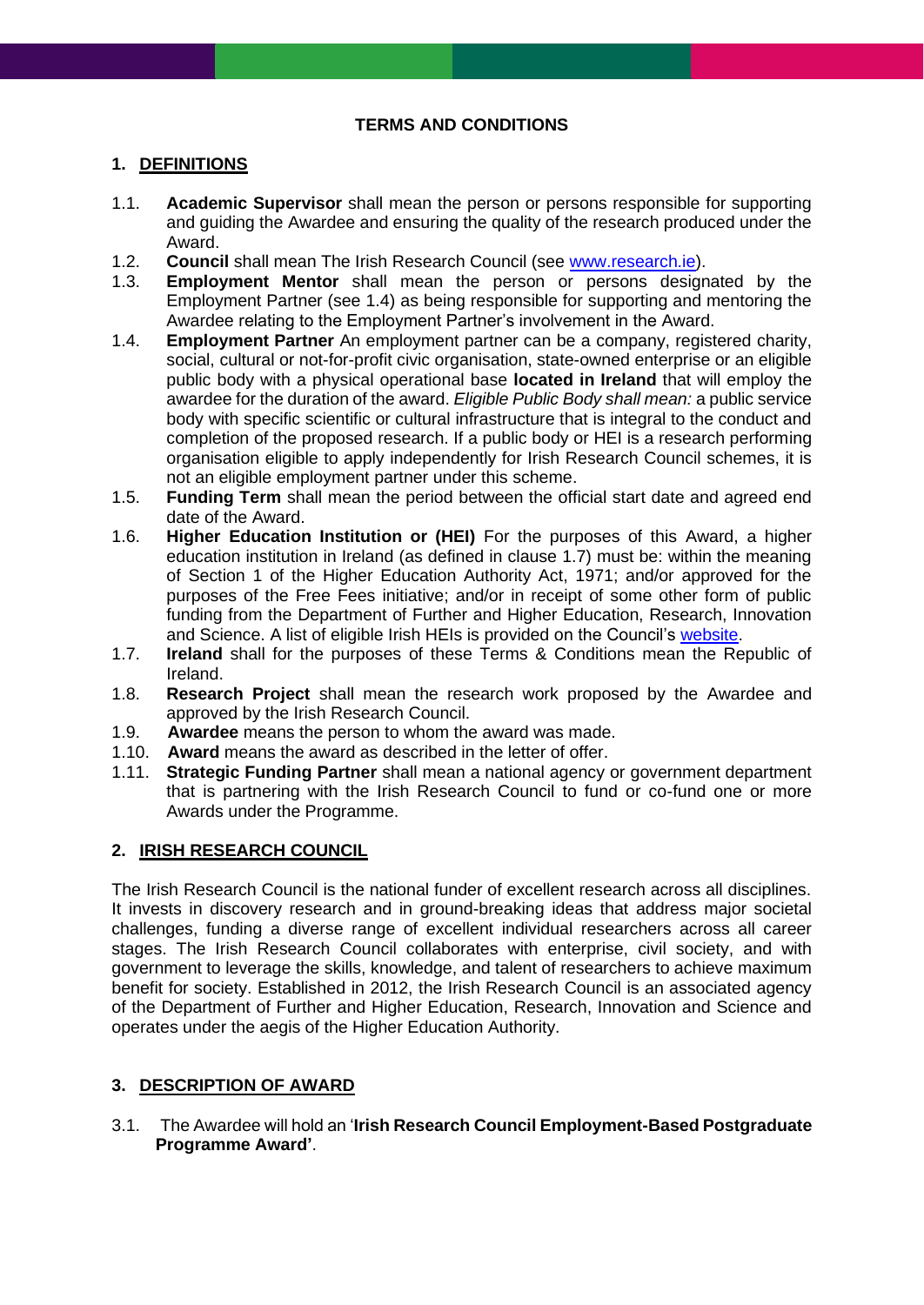# TERMS AND CONDITIONS

## 1. DEFINITIONS

1.1. **Academic Supervisor** shall mean the person or persons responsible for supporting and guiding the Awardee and ensuring the quality of the research produced under the Award.

1.2. **Council** shall mean The Irish Research Council (see [www.research.ie](www.research.ie)).

1.3. **Employment Mentor** shall mean the person or persons designated by the Employment Partner (see 1.4) as being responsible for supporting and mentoring the Awardee relating to the Employment Partner's involvement in the Award.

1.4. **Employment Partner** An employment partner can be a company, registered charity, social, cultural or not-for-profit civic organisation, state-owned enterprise or an eligible public body with a physical operational base **located in Ireland** that will employ the awardee for the duration of the award. *Eligible Public Body shall mean:* a public service body with specific scientific or cultural infrastructure that is integral to the conduct and completion of the proposed research. If a public body or HEI is a research performing organisation eligible to apply independently for Irish Research Council schemes, it is not an eligible employment partner under this scheme.

1.5. **Funding Term** shall mean the period between the official start date and agreed end date of the Award.

1.6. **Higher Education Institution or (HEI)** For the purposes of this Award, a higher education institution in Ireland (as defined in clause 1.7) must be: within the meaning of Section 1 of the Higher Education Authority Act, 1971; and/or approved for the purposes of the Free Fees initiative; and/or in receipt of some other form of public funding from the Department of Further and Higher Education, Research, Innovation and Science. A list of eligible Irish HEIs is provided on the Council's website.

1.7. **Ireland** shall for the purposes of these Terms & Conditions mean the Republic of Ireland.

1.8. **Research Project** shall mean the research work proposed by the Awardee and approved by the Irish Research Council.

1.9. **Awardee** means the person to whom the award was made.

1.10. **Award** means the award as described in the letter of offer.

1.11. **Strategic Funding Partner** shall mean a national agency or government department that is partnering with the Irish Research Council to fund or co-fund one or more Awards under the Programme.

## 2. IRISH RESEARCH COUNCIL

The Irish Research Council is the national funder of excellent research across all disciplines. It invests in discovery research and in ground-breaking ideas that address major societal challenges, funding a diverse range of excellent individual researchers across all career stages. The Irish Research Council collaborates with enterprise, civil society, and with government to leverage the skills, knowledge, and talent of researchers to achieve maximum benefit for society. Established in 2012, the Irish Research Council is an associated agency of the Department of Further and Higher Education, Research, Innovation and Science and operates under the aegis of the Higher Education Authority.

## 3. DESCRIPTION OF AWARD

3.1. The Awardee will hold an '**Irish Research Council Employment-Based Postgraduate Programme Award'**.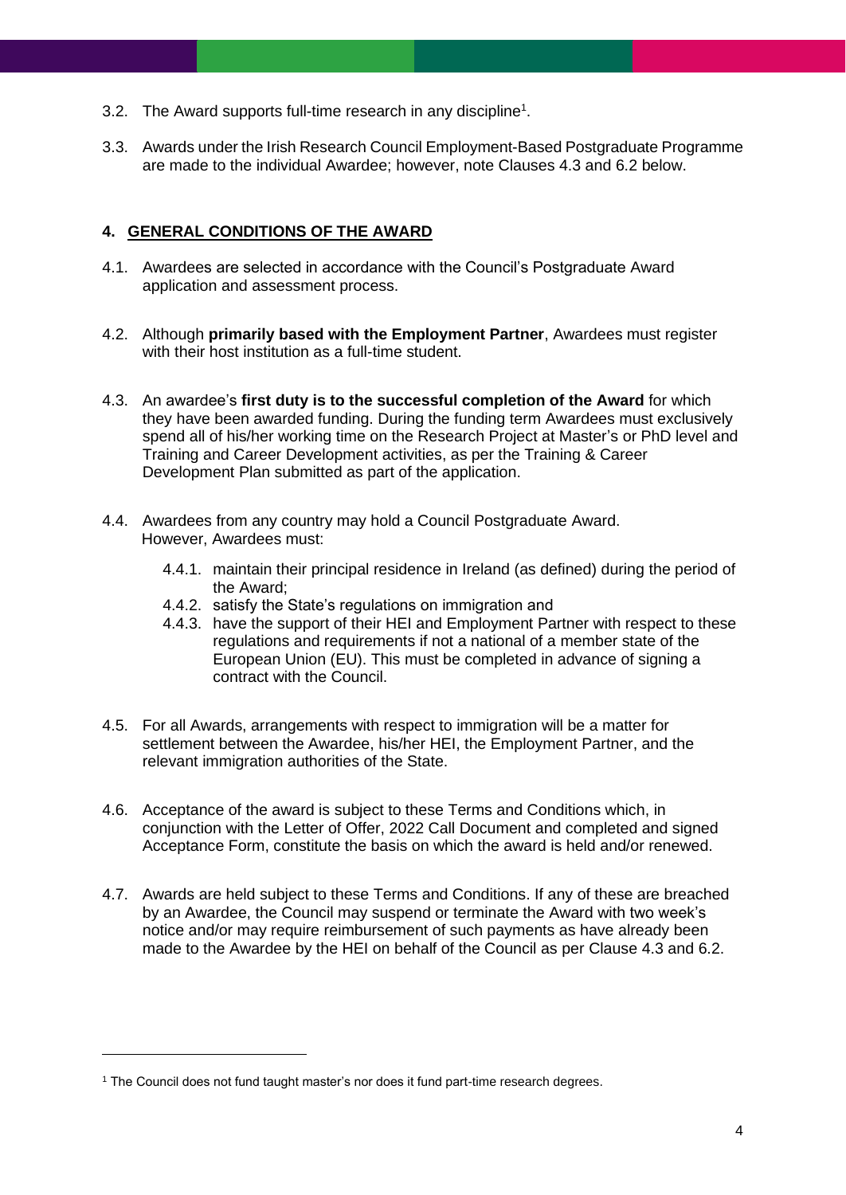3.2. The Award supports full-time research in any discipline[1].

3.3. Awards under the Irish Research Council Employment-Based Postgraduate Programme are made to the individual Awardee; however, note Clauses 4.3 and 6.2 below.

## 4. GENERAL CONDITIONS OF THE AWARD

4.1. Awardees are selected in accordance with the Council's Postgraduate Award application and assessment process.

4.2. Although **primarily based with the Employment Partner**, Awardees must register with their host institution as a full-time student.

4.3. An awardee's **first duty is to the successful completion of the Award** for which they have been awarded funding. During the funding term Awardees must exclusively spend all of his/her working time on the Research Project at Master's or PhD level and Training and Career Development activities, as per the Training & Career Development Plan submitted as part of the application.

4.4. Awardees from any country may hold a Council Postgraduate Award. However, Awardees must:

- 4.4.1. maintain their principal residence in Ireland (as defined) during the period of the Award;
- 4.4.2. satisfy the State's regulations on immigration and
- 4.4.3. have the support of their HEI and Employment Partner with respect to these regulations and requirements if not a national of a member state of the European Union (EU). This must be completed in advance of signing a contract with the Council.

4.5. For all Awards, arrangements with respect to immigration will be a matter for settlement between the Awardee, his/her HEI, the Employment Partner, and the relevant immigration authorities of the State.

4.6. Acceptance of the award is subject to these Terms and Conditions which, in conjunction with the Letter of Offer, 2022 Call Document and completed and signed Acceptance Form, constitute the basis on which the award is held and/or renewed.

4.7. Awards are held subject to these Terms and Conditions. If any of these are breached by an Awardee, the Council may suspend or terminate the Award with two week's notice and/or may require reimbursement of such payments as have already been made to the Awardee by the HEI on behalf of the Council as per Clause 4.3 and 6.2.

---

[1] The Council does not fund taught master's nor does it fund part-time research degrees.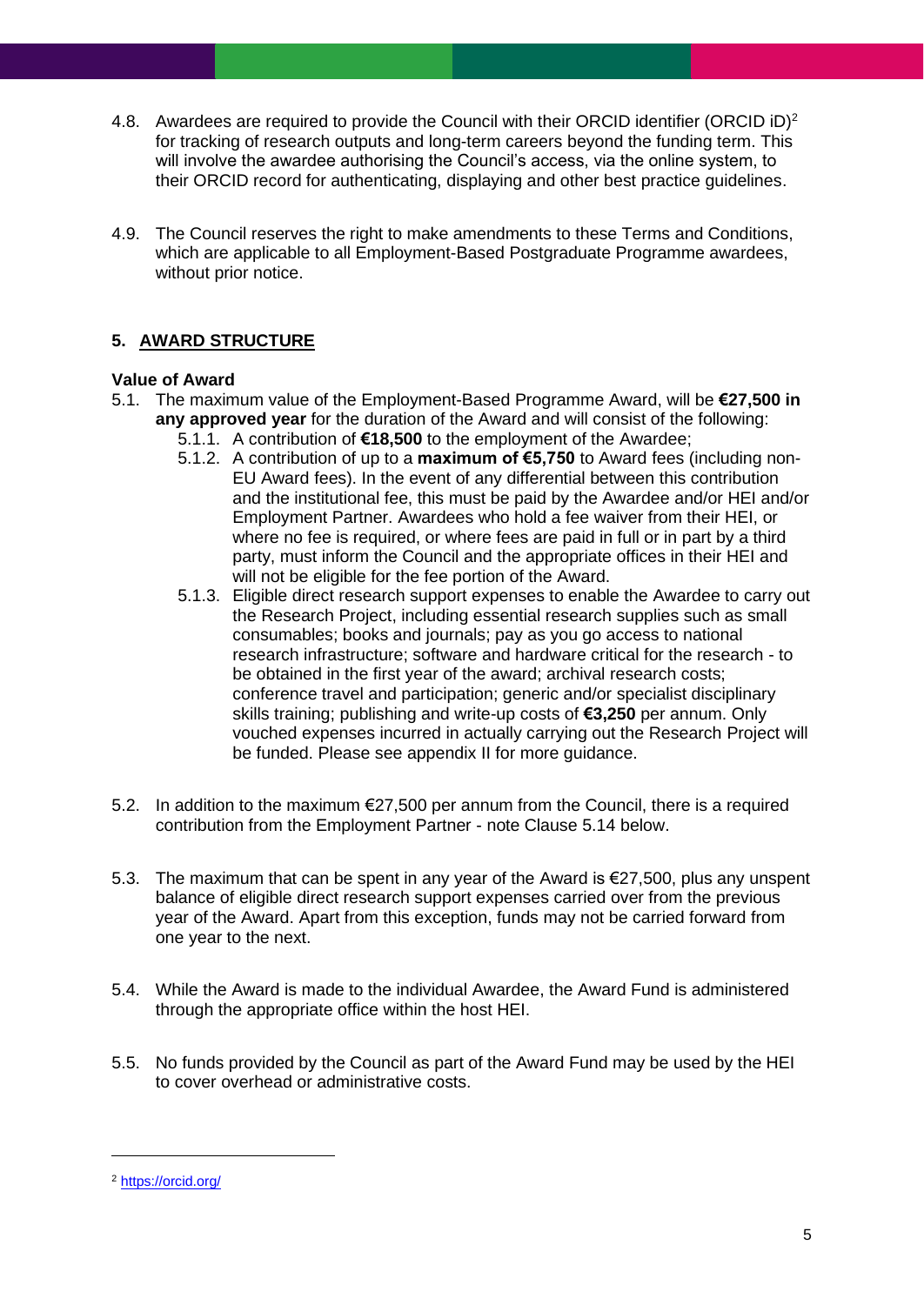4.8. Awardees are required to provide the Council with their ORCID identifier (ORCID iD)[2] for tracking of research outputs and long-term careers beyond the funding term. This will involve the awardee authorising the Council's access, via the online system, to their ORCID record for authenticating, displaying and other best practice guidelines.

4.9. The Council reserves the right to make amendments to these Terms and Conditions, which are applicable to all Employment-Based Postgraduate Programme awardees, without prior notice.

## 5. AWARD STRUCTURE

**Value of Award**

5.1. The maximum value of the Employment-Based Programme Award, will be **€27,500 in any approved year** for the duration of the Award and will consist of the following:

- 5.1.1. A contribution of **€18,500** to the employment of the Awardee;
- 5.1.2. A contribution of up to a **maximum of €5,750** to Award fees (including non-EU Award fees). In the event of any differential between this contribution and the institutional fee, this must be paid by the Awardee and/or HEI and/or Employment Partner. Awardees who hold a fee waiver from their HEI, or where no fee is required, or where fees are paid in full or in part by a third party, must inform the Council and the appropriate offices in their HEI and will not be eligible for the fee portion of the Award.
- 5.1.3. Eligible direct research support expenses to enable the Awardee to carry out the Research Project, including essential research supplies such as small consumables; books and journals; pay as you go access to national research infrastructure; software and hardware critical for the research - to be obtained in the first year of the award; archival research costs; conference travel and participation; generic and/or specialist disciplinary skills training; publishing and write-up costs of **€3,250** per annum. Only vouched expenses incurred in actually carrying out the Research Project will be funded. Please see appendix II for more guidance.

5.2. In addition to the maximum €27,500 per annum from the Council, there is a required contribution from the Employment Partner - note Clause 5.14 below.

5.3. The maximum that can be spent in any year of the Award is €27,500, plus any unspent balance of eligible direct research support expenses carried over from the previous year of the Award. Apart from this exception, funds may not be carried forward from one year to the next.

5.4. While the Award is made to the individual Awardee, the Award Fund is administered through the appropriate office within the host HEI.

5.5. No funds provided by the Council as part of the Award Fund may be used by the HEI to cover overhead or administrative costs.

---

[2] https://orcid.org/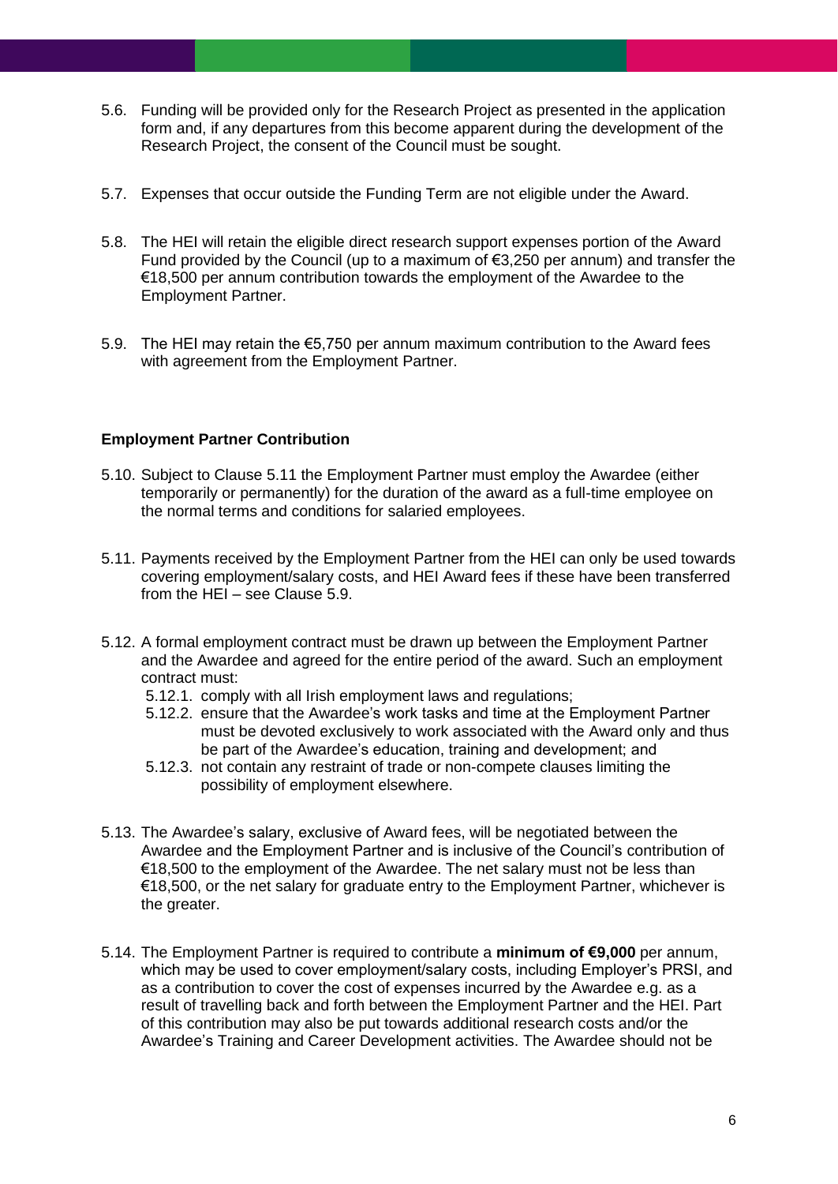5.6. Funding will be provided only for the Research Project as presented in the application form and, if any departures from this become apparent during the development of the Research Project, the consent of the Council must be sought.

5.7. Expenses that occur outside the Funding Term are not eligible under the Award.

5.8. The HEI will retain the eligible direct research support expenses portion of the Award Fund provided by the Council (up to a maximum of €3,250 per annum) and transfer the €18,500 per annum contribution towards the employment of the Awardee to the Employment Partner.

5.9. The HEI may retain the €5,750 per annum maximum contribution to the Award fees with agreement from the Employment Partner.

**Employment Partner Contribution**

5.10. Subject to Clause 5.11 the Employment Partner must employ the Awardee (either temporarily or permanently) for the duration of the award as a full-time employee on the normal terms and conditions for salaried employees.

5.11. Payments received by the Employment Partner from the HEI can only be used towards covering employment/salary costs, and HEI Award fees if these have been transferred from the HEI – see Clause 5.9.

5.12. A formal employment contract must be drawn up between the Employment Partner and the Awardee and agreed for the entire period of the award. Such an employment contract must:

5.12.1. comply with all Irish employment laws and regulations;

5.12.2. ensure that the Awardee's work tasks and time at the Employment Partner must be devoted exclusively to work associated with the Award only and thus be part of the Awardee's education, training and development; and

5.12.3. not contain any restraint of trade or non-compete clauses limiting the possibility of employment elsewhere.

5.13. The Awardee's salary, exclusive of Award fees, will be negotiated between the Awardee and the Employment Partner and is inclusive of the Council's contribution of €18,500 to the employment of the Awardee. The net salary must not be less than €18,500, or the net salary for graduate entry to the Employment Partner, whichever is the greater.

5.14. The Employment Partner is required to contribute a **minimum of €9,000** per annum, which may be used to cover employment/salary costs, including Employer's PRSI, and as a contribution to cover the cost of expenses incurred by the Awardee e.g. as a result of travelling back and forth between the Employment Partner and the HEI. Part of this contribution may also be put towards additional research costs and/or the Awardee's Training and Career Development activities. The Awardee should not be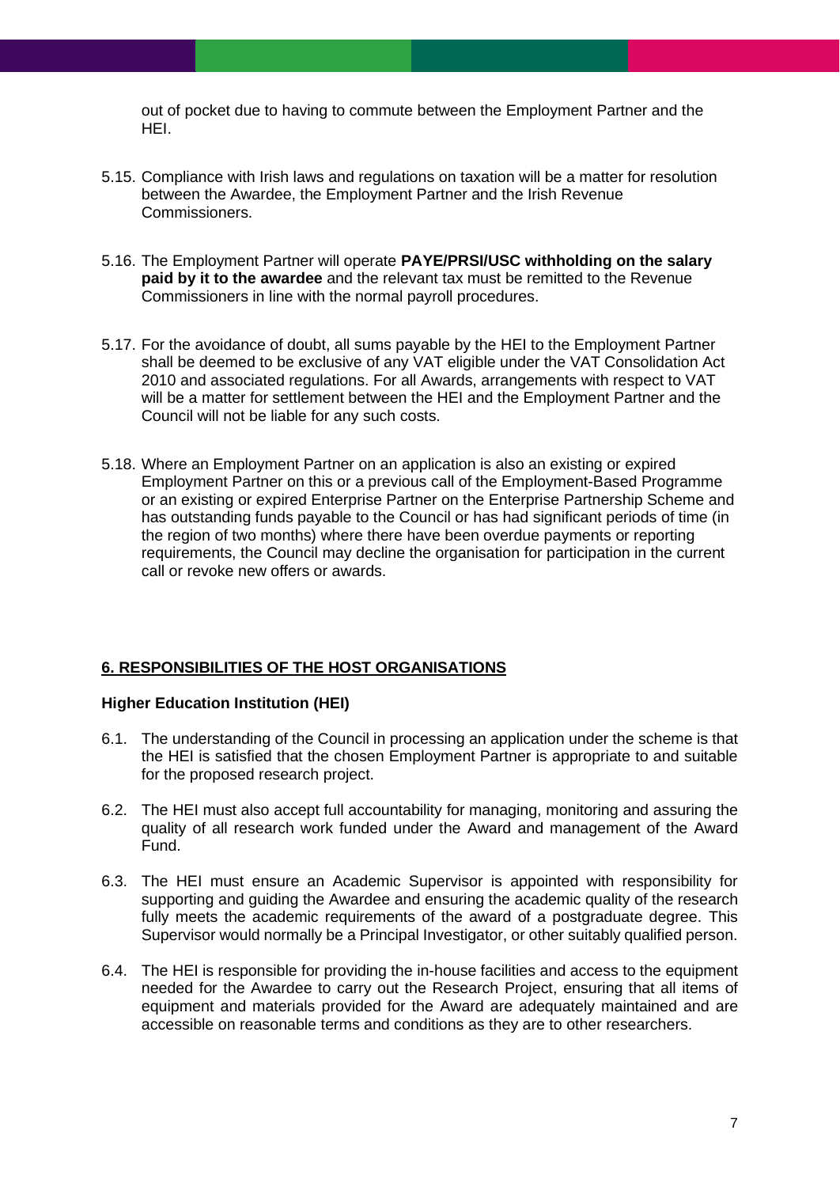out of pocket due to having to commute between the Employment Partner and the HEI.

5.15. Compliance with Irish laws and regulations on taxation will be a matter for resolution between the Awardee, the Employment Partner and the Irish Revenue Commissioners.

5.16. The Employment Partner will operate **PAYE/PRSI/USC withholding on the salary paid by it to the awardee** and the relevant tax must be remitted to the Revenue Commissioners in line with the normal payroll procedures.

5.17. For the avoidance of doubt, all sums payable by the HEI to the Employment Partner shall be deemed to be exclusive of any VAT eligible under the VAT Consolidation Act 2010 and associated regulations. For all Awards, arrangements with respect to VAT will be a matter for settlement between the HEI and the Employment Partner and the Council will not be liable for any such costs.

5.18. Where an Employment Partner on an application is also an existing or expired Employment Partner on this or a previous call of the Employment-Based Programme or an existing or expired Enterprise Partner on the Enterprise Partnership Scheme and has outstanding funds payable to the Council or has had significant periods of time (in the region of two months) where there have been overdue payments or reporting requirements, the Council may decline the organisation for participation in the current call or revoke new offers or awards.

## 6. RESPONSIBILITIES OF THE HOST ORGANISATIONS

**Higher Education Institution (HEI)**

6.1. The understanding of the Council in processing an application under the scheme is that the HEI is satisfied that the chosen Employment Partner is appropriate to and suitable for the proposed research project.

6.2. The HEI must also accept full accountability for managing, monitoring and assuring the quality of all research work funded under the Award and management of the Award Fund.

6.3. The HEI must ensure an Academic Supervisor is appointed with responsibility for supporting and guiding the Awardee and ensuring the academic quality of the research fully meets the academic requirements of the award of a postgraduate degree. This Supervisor would normally be a Principal Investigator, or other suitably qualified person.

6.4. The HEI is responsible for providing the in-house facilities and access to the equipment needed for the Awardee to carry out the Research Project, ensuring that all items of equipment and materials provided for the Award are adequately maintained and are accessible on reasonable terms and conditions as they are to other researchers.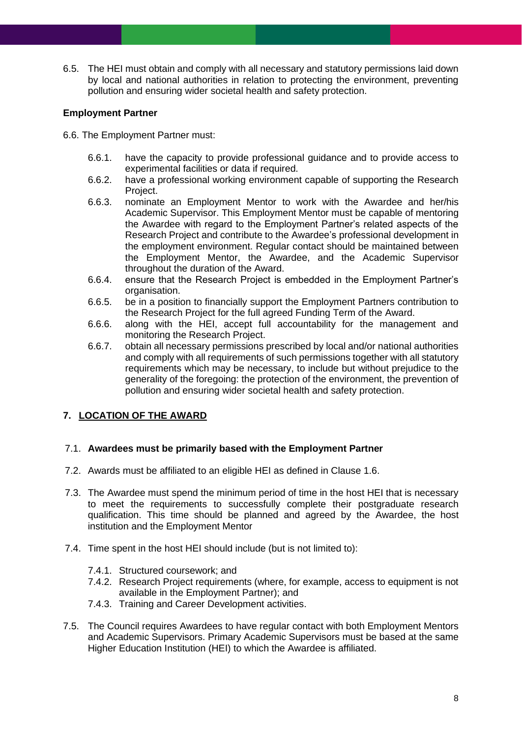6.5. The HEI must obtain and comply with all necessary and statutory permissions laid down by local and national authorities in relation to protecting the environment, preventing pollution and ensuring wider societal health and safety protection.

**Employment Partner**

6.6. The Employment Partner must:

- 6.6.1. have the capacity to provide professional guidance and to provide access to experimental facilities or data if required.
- 6.6.2. have a professional working environment capable of supporting the Research Project.
- 6.6.3. nominate an Employment Mentor to work with the Awardee and her/his Academic Supervisor. This Employment Mentor must be capable of mentoring the Awardee with regard to the Employment Partner's related aspects of the Research Project and contribute to the Awardee's professional development in the employment environment. Regular contact should be maintained between the Employment Mentor, the Awardee, and the Academic Supervisor throughout the duration of the Award.
- 6.6.4. ensure that the Research Project is embedded in the Employment Partner's organisation.
- 6.6.5. be in a position to financially support the Employment Partners contribution to the Research Project for the full agreed Funding Term of the Award.
- 6.6.6. along with the HEI, accept full accountability for the management and monitoring the Research Project.
- 6.6.7. obtain all necessary permissions prescribed by local and/or national authorities and comply with all requirements of such permissions together with all statutory requirements which may be necessary, to include but without prejudice to the generality of the foregoing: the protection of the environment, the prevention of pollution and ensuring wider societal health and safety protection.

## 7. LOCATION OF THE AWARD

7.1. **Awardees must be primarily based with the Employment Partner**

7.2. Awards must be affiliated to an eligible HEI as defined in Clause 1.6.

7.3. The Awardee must spend the minimum period of time in the host HEI that is necessary to meet the requirements to successfully complete their postgraduate research qualification. This time should be planned and agreed by the Awardee, the host institution and the Employment Mentor

7.4. Time spent in the host HEI should include (but is not limited to):

- 7.4.1. Structured coursework; and
- 7.4.2. Research Project requirements (where, for example, access to equipment is not available in the Employment Partner); and
- 7.4.3. Training and Career Development activities.

7.5. The Council requires Awardees to have regular contact with both Employment Mentors and Academic Supervisors. Primary Academic Supervisors must be based at the same Higher Education Institution (HEI) to which the Awardee is affiliated.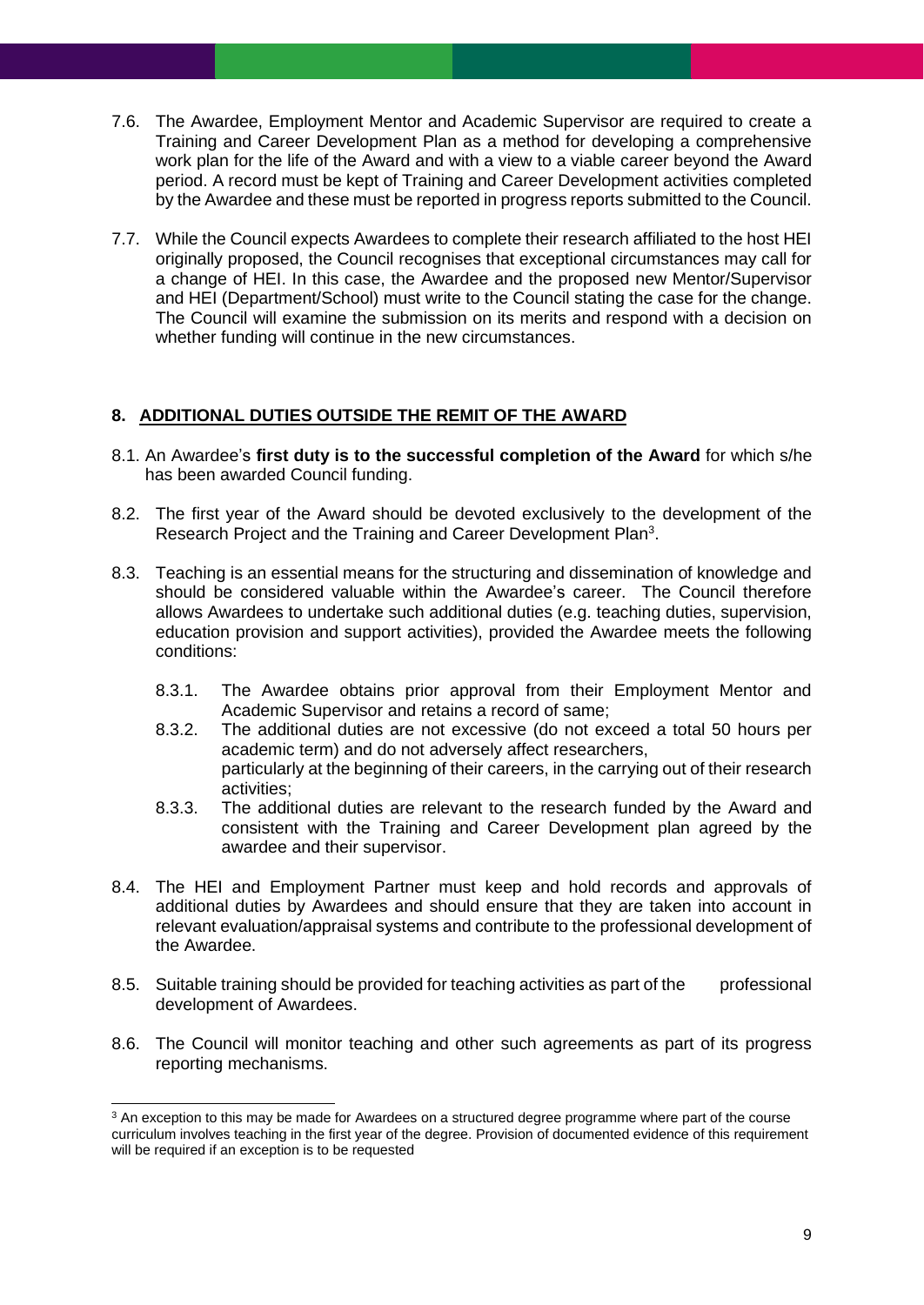7.6. The Awardee, Employment Mentor and Academic Supervisor are required to create a Training and Career Development Plan as a method for developing a comprehensive work plan for the life of the Award and with a view to a viable career beyond the Award period. A record must be kept of Training and Career Development activities completed by the Awardee and these must be reported in progress reports submitted to the Council.

7.7. While the Council expects Awardees to complete their research affiliated to the host HEI originally proposed, the Council recognises that exceptional circumstances may call for a change of HEI. In this case, the Awardee and the proposed new Mentor/Supervisor and HEI (Department/School) must write to the Council stating the case for the change. The Council will examine the submission on its merits and respond with a decision on whether funding will continue in the new circumstances.

## 8. ADDITIONAL DUTIES OUTSIDE THE REMIT OF THE AWARD

8.1. An Awardee's **first duty is to the successful completion of the Award** for which s/he has been awarded Council funding.

8.2. The first year of the Award should be devoted exclusively to the development of the Research Project and the Training and Career Development Plan[3].

8.3. Teaching is an essential means for the structuring and dissemination of knowledge and should be considered valuable within the Awardee's career. The Council therefore allows Awardees to undertake such additional duties (e.g. teaching duties, supervision, education provision and support activities), provided the Awardee meets the following conditions:

- 8.3.1. The Awardee obtains prior approval from their Employment Mentor and Academic Supervisor and retains a record of same;
- 8.3.2. The additional duties are not excessive (do not exceed a total 50 hours per academic term) and do not adversely affect researchers, particularly at the beginning of their careers, in the carrying out of their research activities;
- 8.3.3. The additional duties are relevant to the research funded by the Award and consistent with the Training and Career Development plan agreed by the awardee and their supervisor.

8.4. The HEI and Employment Partner must keep and hold records and approvals of additional duties by Awardees and should ensure that they are taken into account in relevant evaluation/appraisal systems and contribute to the professional development of the Awardee.

8.5. Suitable training should be provided for teaching activities as part of the professional development of Awardees.

8.6. The Council will monitor teaching and other such agreements as part of its progress reporting mechanisms.

---

[3] An exception to this may be made for Awardees on a structured degree programme where part of the course curriculum involves teaching in the first year of the degree. Provision of documented evidence of this requirement will be required if an exception is to be requested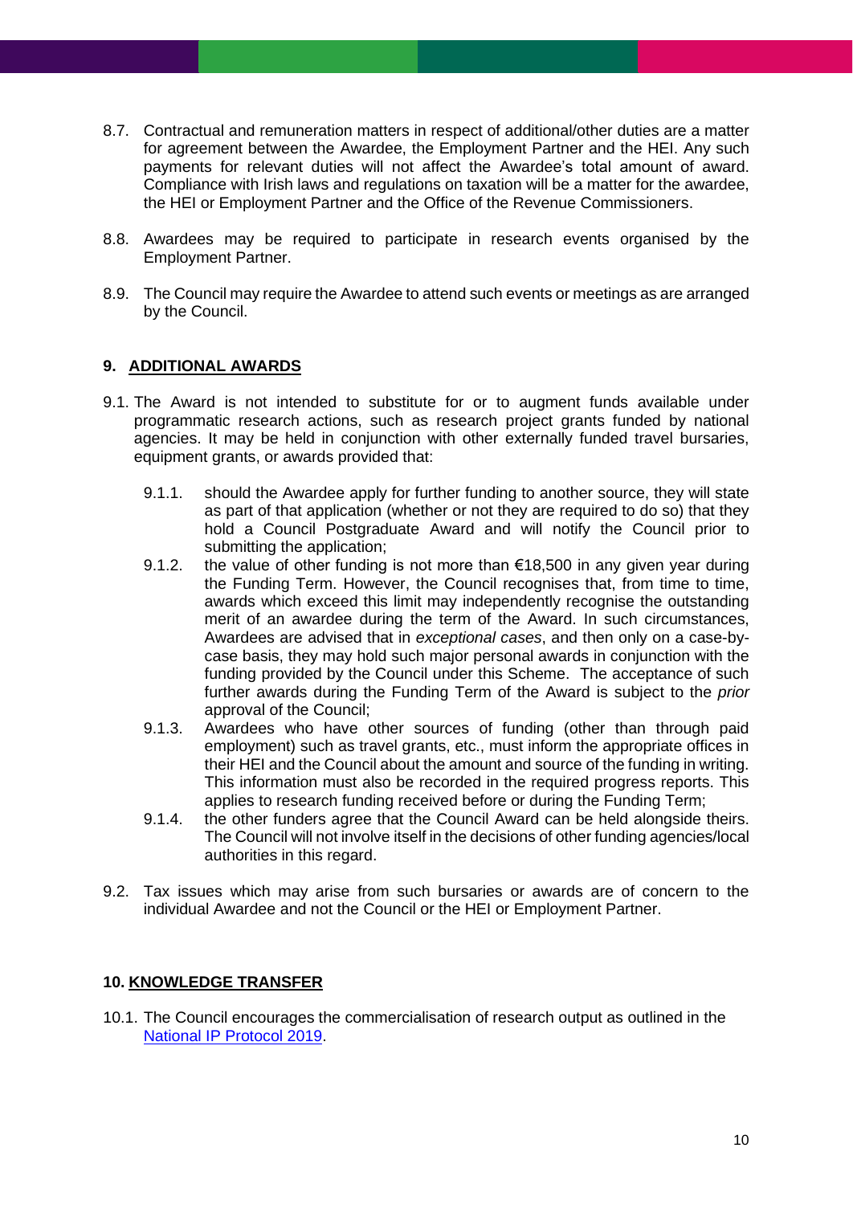8.7. Contractual and remuneration matters in respect of additional/other duties are a matter for agreement between the Awardee, the Employment Partner and the HEI. Any such payments for relevant duties will not affect the Awardee's total amount of award. Compliance with Irish laws and regulations on taxation will be a matter for the awardee, the HEI or Employment Partner and the Office of the Revenue Commissioners.

8.8. Awardees may be required to participate in research events organised by the Employment Partner.

8.9. The Council may require the Awardee to attend such events or meetings as are arranged by the Council.

## 9. ADDITIONAL AWARDS

9.1. The Award is not intended to substitute for or to augment funds available under programmatic research actions, such as research project grants funded by national agencies. It may be held in conjunction with other externally funded travel bursaries, equipment grants, or awards provided that:

- 9.1.1. should the Awardee apply for further funding to another source, they will state as part of that application (whether or not they are required to do so) that they hold a Council Postgraduate Award and will notify the Council prior to submitting the application;
- 9.1.2. the value of other funding is not more than €18,500 in any given year during the Funding Term. However, the Council recognises that, from time to time, awards which exceed this limit may independently recognise the outstanding merit of an awardee during the term of the Award. In such circumstances, Awardees are advised that in *exceptional cases*, and then only on a case-by-case basis, they may hold such major personal awards in conjunction with the funding provided by the Council under this Scheme. The acceptance of such further awards during the Funding Term of the Award is subject to the *prior* approval of the Council;
- 9.1.3. Awardees who have other sources of funding (other than through paid employment) such as travel grants, etc., must inform the appropriate offices in their HEI and the Council about the amount and source of the funding in writing. This information must also be recorded in the required progress reports. This applies to research funding received before or during the Funding Term;
- 9.1.4. the other funders agree that the Council Award can be held alongside theirs. The Council will not involve itself in the decisions of other funding agencies/local authorities in this regard.

9.2. Tax issues which may arise from such bursaries or awards are of concern to the individual Awardee and not the Council or the HEI or Employment Partner.

## 10. KNOWLEDGE TRANSFER

10.1. The Council encourages the commercialisation of research output as outlined in the National IP Protocol 2019.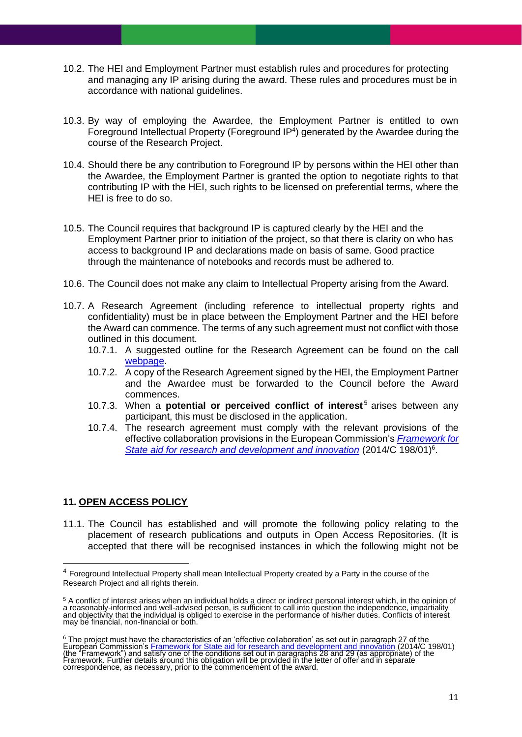10.2. The HEI and Employment Partner must establish rules and procedures for protecting and managing any IP arising during the award. These rules and procedures must be in accordance with national guidelines.

10.3. By way of employing the Awardee, the Employment Partner is entitled to own Foreground Intellectual Property (Foreground IP[4]) generated by the Awardee during the course of the Research Project.

10.4. Should there be any contribution to Foreground IP by persons within the HEI other than the Awardee, the Employment Partner is granted the option to negotiate rights to that contributing IP with the HEI, such rights to be licensed on preferential terms, where the HEI is free to do so.

10.5. The Council requires that background IP is captured clearly by the HEI and the Employment Partner prior to initiation of the project, so that there is clarity on who has access to background IP and declarations made on basis of same. Good practice through the maintenance of notebooks and records must be adhered to.

10.6. The Council does not make any claim to Intellectual Property arising from the Award.

10.7. A Research Agreement (including reference to intellectual property rights and confidentiality) must be in place between the Employment Partner and the HEI before the Award can commence. The terms of any such agreement must not conflict with those outlined in this document.

- 10.7.1. A suggested outline for the Research Agreement can be found on the call [webpage](webpage).
- 10.7.2. A copy of the Research Agreement signed by the HEI, the Employment Partner and the Awardee must be forwarded to the Council before the Award commences.
- 10.7.3. When a **potential or perceived conflict of interest**[5] arises between any participant, this must be disclosed in the application.
- 10.7.4. The research agreement must comply with the relevant provisions of the effective collaboration provisions in the European Commission's *Framework for State aid for research and development and innovation* (2014/C 198/01)[6].

## 11. OPEN ACCESS POLICY

11.1. The Council has established and will promote the following policy relating to the placement of research publications and outputs in Open Access Repositories. (It is accepted that there will be recognised instances in which the following might not be

---

[4] Foreground Intellectual Property shall mean Intellectual Property created by a Party in the course of the Research Project and all rights therein.

[5] A conflict of interest arises when an individual holds a direct or indirect personal interest which, in the opinion of a reasonably-informed and well-advised person, is sufficient to call into question the independence, impartiality and objectivity that the individual is obliged to exercise in the performance of his/her duties. Conflicts of interest may be financial, non-financial or both.

[6] The project must have the characteristics of an 'effective collaboration' as set out in paragraph 27 of the European Commission's Framework for State aid for research and development and innovation (2014/C 198/01) (the "Framework") and satisfy one of the conditions set out in paragraphs 28 and 29 (as appropriate) of the Framework. Further details around this obligation will be provided in the letter of offer and in separate correspondence, as necessary, prior to the commencement of the award.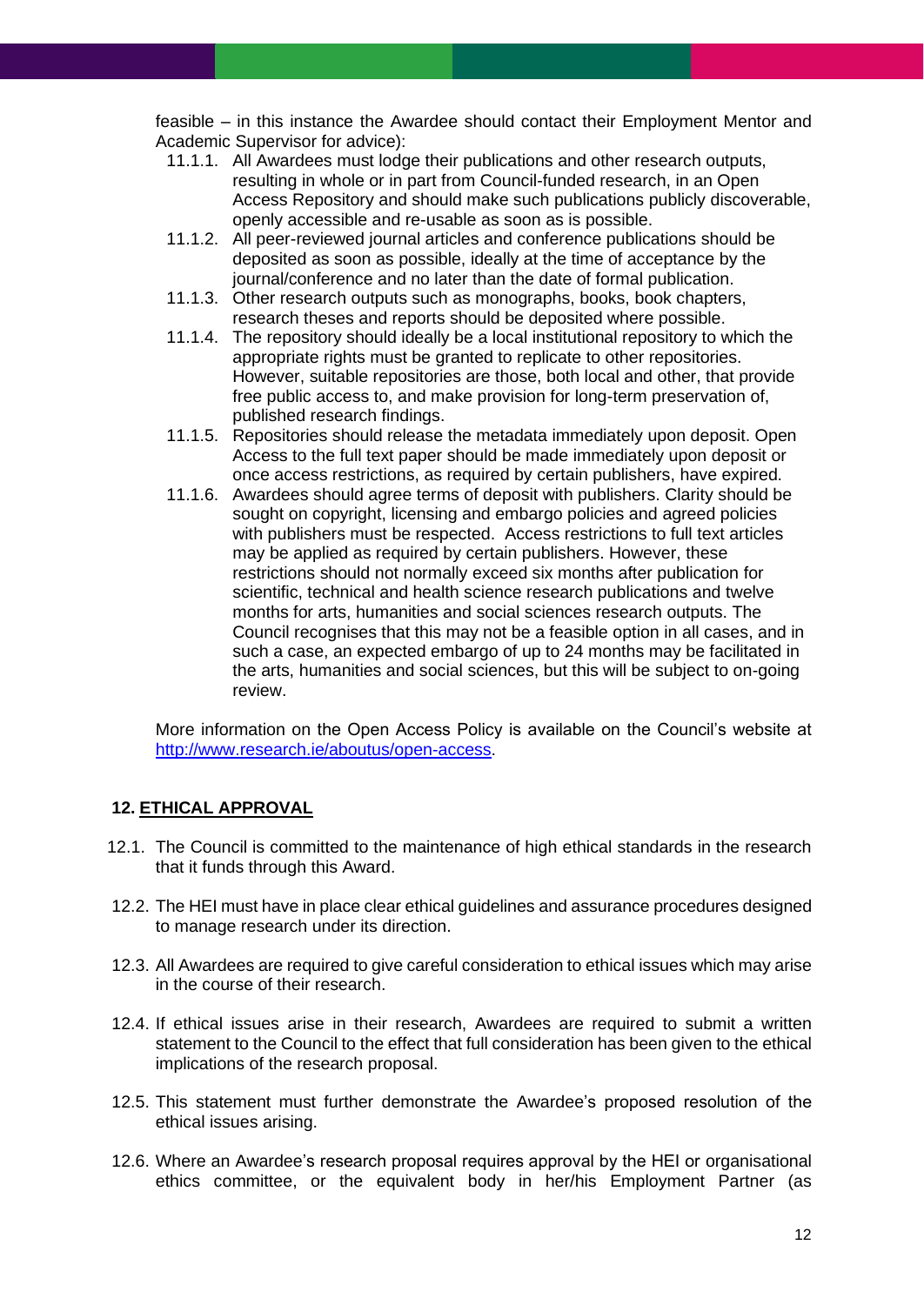feasible – in this instance the Awardee should contact their Employment Mentor and Academic Supervisor for advice):

11.1.1. All Awardees must lodge their publications and other research outputs, resulting in whole or in part from Council-funded research, in an Open Access Repository and should make such publications publicly discoverable, openly accessible and re-usable as soon as is possible.

11.1.2. All peer-reviewed journal articles and conference publications should be deposited as soon as possible, ideally at the time of acceptance by the journal/conference and no later than the date of formal publication.

11.1.3. Other research outputs such as monographs, books, book chapters, research theses and reports should be deposited where possible.

11.1.4. The repository should ideally be a local institutional repository to which the appropriate rights must be granted to replicate to other repositories. However, suitable repositories are those, both local and other, that provide free public access to, and make provision for long-term preservation of, published research findings.

11.1.5. Repositories should release the metadata immediately upon deposit. Open Access to the full text paper should be made immediately upon deposit or once access restrictions, as required by certain publishers, have expired.

11.1.6. Awardees should agree terms of deposit with publishers. Clarity should be sought on copyright, licensing and embargo policies and agreed policies with publishers must be respected. Access restrictions to full text articles may be applied as required by certain publishers. However, these restrictions should not normally exceed six months after publication for scientific, technical and health science research publications and twelve months for arts, humanities and social sciences research outputs. The Council recognises that this may not be a feasible option in all cases, and in such a case, an expected embargo of up to 24 months may be facilitated in the arts, humanities and social sciences, but this will be subject to on-going review.

More information on the Open Access Policy is available on the Council's website at http://www.research.ie/aboutus/open-access.

## 12. ETHICAL APPROVAL

12.1. The Council is committed to the maintenance of high ethical standards in the research that it funds through this Award.

12.2. The HEI must have in place clear ethical guidelines and assurance procedures designed to manage research under its direction.

12.3. All Awardees are required to give careful consideration to ethical issues which may arise in the course of their research.

12.4. If ethical issues arise in their research, Awardees are required to submit a written statement to the Council to the effect that full consideration has been given to the ethical implications of the research proposal.

12.5. This statement must further demonstrate the Awardee's proposed resolution of the ethical issues arising.

12.6. Where an Awardee's research proposal requires approval by the HEI or organisational ethics committee, or the equivalent body in her/his Employment Partner (as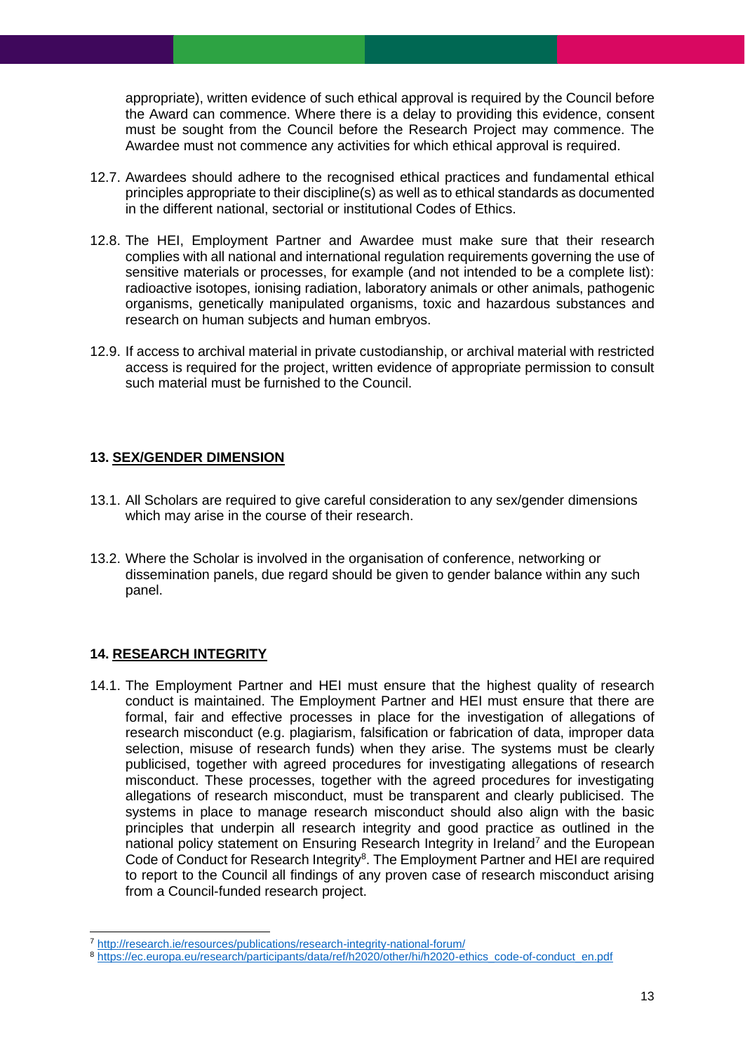appropriate), written evidence of such ethical approval is required by the Council before the Award can commence. Where there is a delay to providing this evidence, consent must be sought from the Council before the Research Project may commence. The Awardee must not commence any activities for which ethical approval is required.

12.7. Awardees should adhere to the recognised ethical practices and fundamental ethical principles appropriate to their discipline(s) as well as to ethical standards as documented in the different national, sectorial or institutional Codes of Ethics.

12.8. The HEI, Employment Partner and Awardee must make sure that their research complies with all national and international regulation requirements governing the use of sensitive materials or processes, for example (and not intended to be a complete list): radioactive isotopes, ionising radiation, laboratory animals or other animals, pathogenic organisms, genetically manipulated organisms, toxic and hazardous substances and research on human subjects and human embryos.

12.9. If access to archival material in private custodianship, or archival material with restricted access is required for the project, written evidence of appropriate permission to consult such material must be furnished to the Council.

## 13. SEX/GENDER DIMENSION

13.1. All Scholars are required to give careful consideration to any sex/gender dimensions which may arise in the course of their research.

13.2. Where the Scholar is involved in the organisation of conference, networking or dissemination panels, due regard should be given to gender balance within any such panel.

## 14. RESEARCH INTEGRITY

14.1. The Employment Partner and HEI must ensure that the highest quality of research conduct is maintained. The Employment Partner and HEI must ensure that there are formal, fair and effective processes in place for the investigation of allegations of research misconduct (e.g. plagiarism, falsification or fabrication of data, improper data selection, misuse of research funds) when they arise. The systems must be clearly publicised, together with agreed procedures for investigating allegations of research misconduct. These processes, together with the agreed procedures for investigating allegations of research misconduct, must be transparent and clearly publicised. The systems in place to manage research misconduct should also align with the basic principles that underpin all research integrity and good practice as outlined in the national policy statement on Ensuring Research Integrity in Ireland[7] and the European Code of Conduct for Research Integrity[8]. The Employment Partner and HEI are required to report to the Council all findings of any proven case of research misconduct arising from a Council-funded research project.

[7] http://research.ie/resources/publications/research-integrity-national-forum/

[8] https://ec.europa.eu/research/participants/data/ref/h2020/other/hi/h2020-ethics_code-of-conduct_en.pdf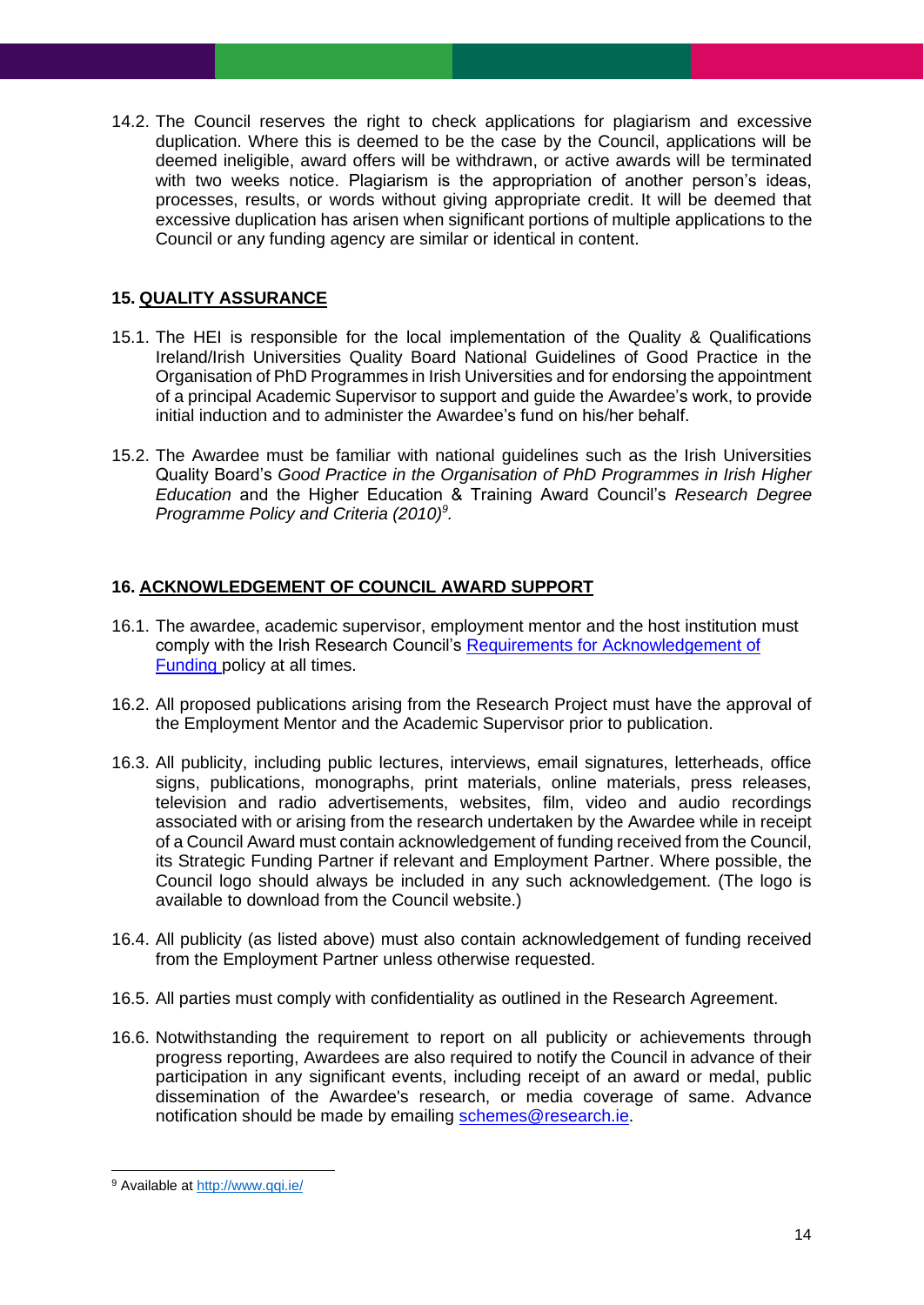14.2. The Council reserves the right to check applications for plagiarism and excessive duplication. Where this is deemed to be the case by the Council, applications will be deemed ineligible, award offers will be withdrawn, or active awards will be terminated with two weeks notice. Plagiarism is the appropriation of another person's ideas, processes, results, or words without giving appropriate credit. It will be deemed that excessive duplication has arisen when significant portions of multiple applications to the Council or any funding agency are similar or identical in content.

## 15. QUALITY ASSURANCE

15.1. The HEI is responsible for the local implementation of the Quality & Qualifications Ireland/Irish Universities Quality Board National Guidelines of Good Practice in the Organisation of PhD Programmes in Irish Universities and for endorsing the appointment of a principal Academic Supervisor to support and guide the Awardee's work, to provide initial induction and to administer the Awardee's fund on his/her behalf.

15.2. The Awardee must be familiar with national guidelines such as the Irish Universities Quality Board's *Good Practice in the Organisation of PhD Programmes in Irish Higher Education* and the Higher Education & Training Award Council's *Research Degree Programme Policy and Criteria (2010)*[9].

## 16. ACKNOWLEDGEMENT OF COUNCIL AWARD SUPPORT

16.1. The awardee, academic supervisor, employment mentor and the host institution must comply with the Irish Research Council's [Requirements for Acknowledgement of Funding](#) policy at all times.

16.2. All proposed publications arising from the Research Project must have the approval of the Employment Mentor and the Academic Supervisor prior to publication.

16.3. All publicity, including public lectures, interviews, email signatures, letterheads, office signs, publications, monographs, print materials, online materials, press releases, television and radio advertisements, websites, film, video and audio recordings associated with or arising from the research undertaken by the Awardee while in receipt of a Council Award must contain acknowledgement of funding received from the Council, its Strategic Funding Partner if relevant and Employment Partner. Where possible, the Council logo should always be included in any such acknowledgement. (The logo is available to download from the Council website.)

16.4. All publicity (as listed above) must also contain acknowledgement of funding received from the Employment Partner unless otherwise requested.

16.5. All parties must comply with confidentiality as outlined in the Research Agreement.

16.6. Notwithstanding the requirement to report on all publicity or achievements through progress reporting, Awardees are also required to notify the Council in advance of their participation in any significant events, including receipt of an award or medal, public dissemination of the Awardee's research, or media coverage of same. Advance notification should be made by emailing schemes@research.ie.

---

[9] Available at http://www.qqi.ie/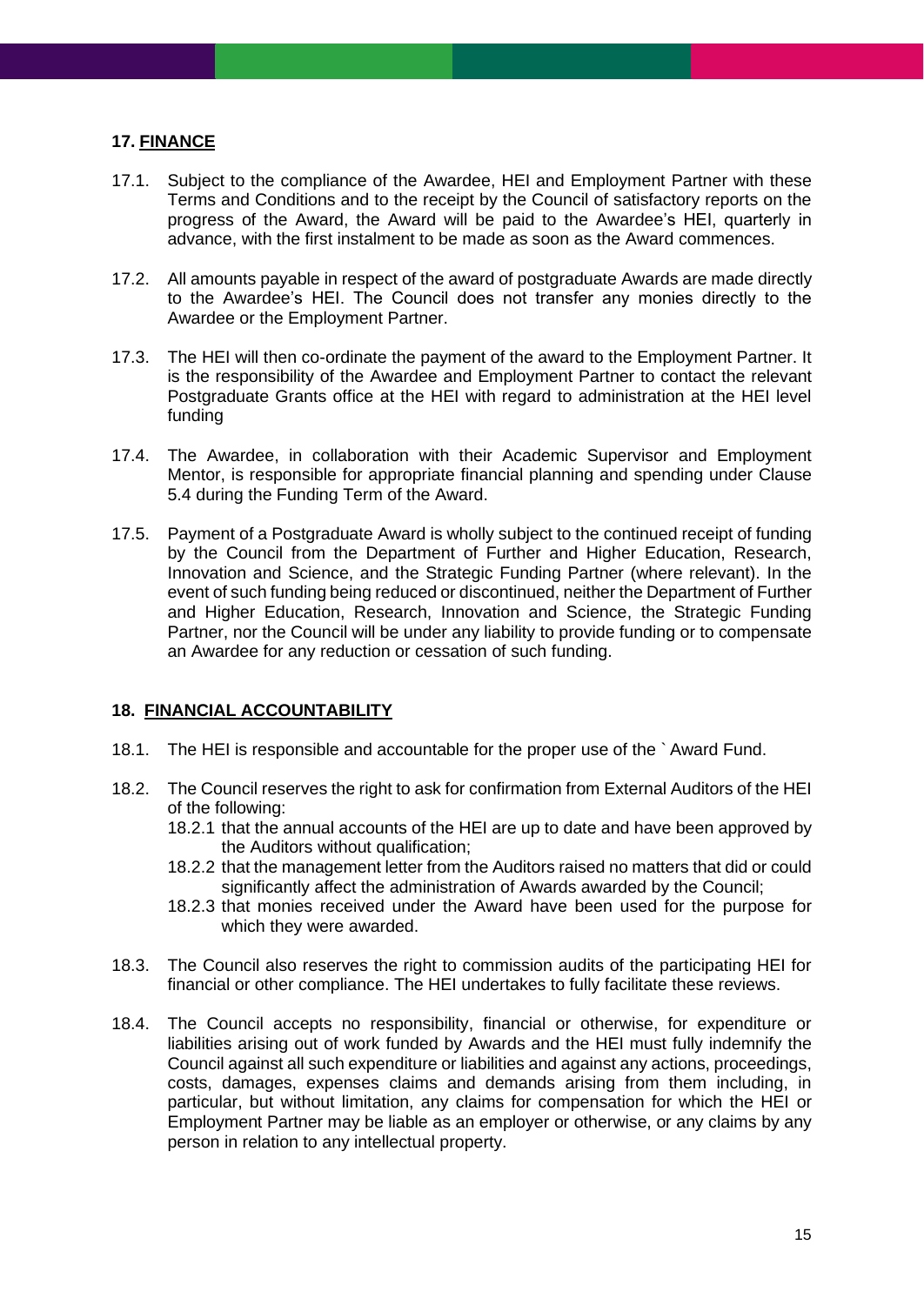## 17. FINANCE

17.1. Subject to the compliance of the Awardee, HEI and Employment Partner with these Terms and Conditions and to the receipt by the Council of satisfactory reports on the progress of the Award, the Award will be paid to the Awardee's HEI, quarterly in advance, with the first instalment to be made as soon as the Award commences.

17.2. All amounts payable in respect of the award of postgraduate Awards are made directly to the Awardee's HEI. The Council does not transfer any monies directly to the Awardee or the Employment Partner.

17.3. The HEI will then co-ordinate the payment of the award to the Employment Partner. It is the responsibility of the Awardee and Employment Partner to contact the relevant Postgraduate Grants office at the HEI with regard to administration at the HEI level funding

17.4. The Awardee, in collaboration with their Academic Supervisor and Employment Mentor, is responsible for appropriate financial planning and spending under Clause 5.4 during the Funding Term of the Award.

17.5. Payment of a Postgraduate Award is wholly subject to the continued receipt of funding by the Council from the Department of Further and Higher Education, Research, Innovation and Science, and the Strategic Funding Partner (where relevant). In the event of such funding being reduced or discontinued, neither the Department of Further and Higher Education, Research, Innovation and Science, the Strategic Funding Partner, nor the Council will be under any liability to provide funding or to compensate an Awardee for any reduction or cessation of such funding.

## 18. FINANCIAL ACCOUNTABILITY

18.1. The HEI is responsible and accountable for the proper use of the ` Award Fund.

18.2. The Council reserves the right to ask for confirmation from External Auditors of the HEI of the following:

- 18.2.1 that the annual accounts of the HEI are up to date and have been approved by the Auditors without qualification;
- 18.2.2 that the management letter from the Auditors raised no matters that did or could significantly affect the administration of Awards awarded by the Council;
- 18.2.3 that monies received under the Award have been used for the purpose for which they were awarded.

18.3. The Council also reserves the right to commission audits of the participating HEI for financial or other compliance. The HEI undertakes to fully facilitate these reviews.

18.4. The Council accepts no responsibility, financial or otherwise, for expenditure or liabilities arising out of work funded by Awards and the HEI must fully indemnify the Council against all such expenditure or liabilities and against any actions, proceedings, costs, damages, expenses claims and demands arising from them including, in particular, but without limitation, any claims for compensation for which the HEI or Employment Partner may be liable as an employer or otherwise, or any claims by any person in relation to any intellectual property.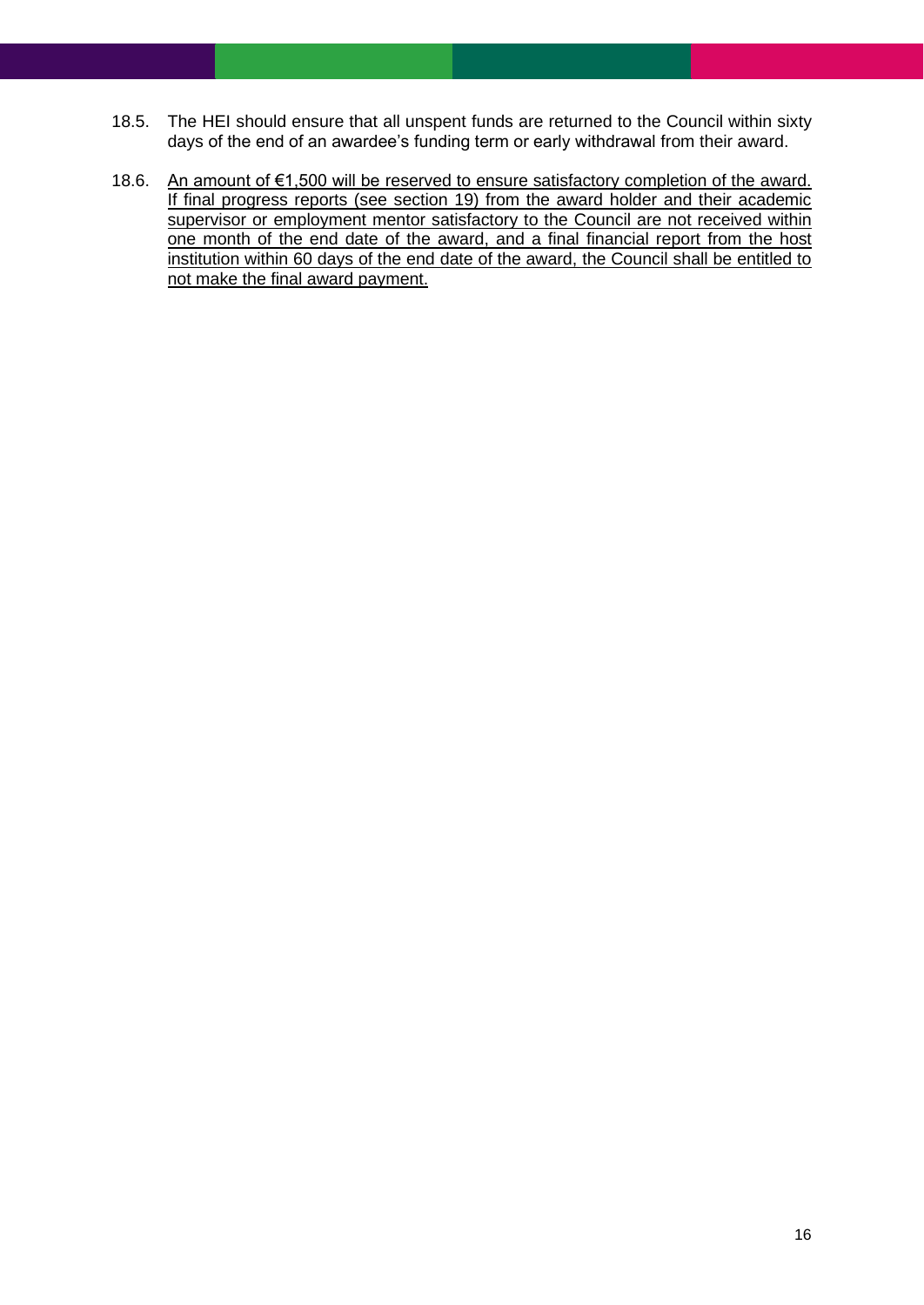18.5. The HEI should ensure that all unspent funds are returned to the Council within sixty days of the end of an awardee's funding term or early withdrawal from their award.

18.6. <u>An amount of €1,500 will be reserved to ensure satisfactory completion of the award. If final progress reports (see section 19) from the award holder and their academic supervisor or employment mentor satisfactory to the Council are not received within one month of the end date of the award, and a final financial report from the host institution within 60 days of the end date of the award, the Council shall be entitled to not make the final award payment.</u>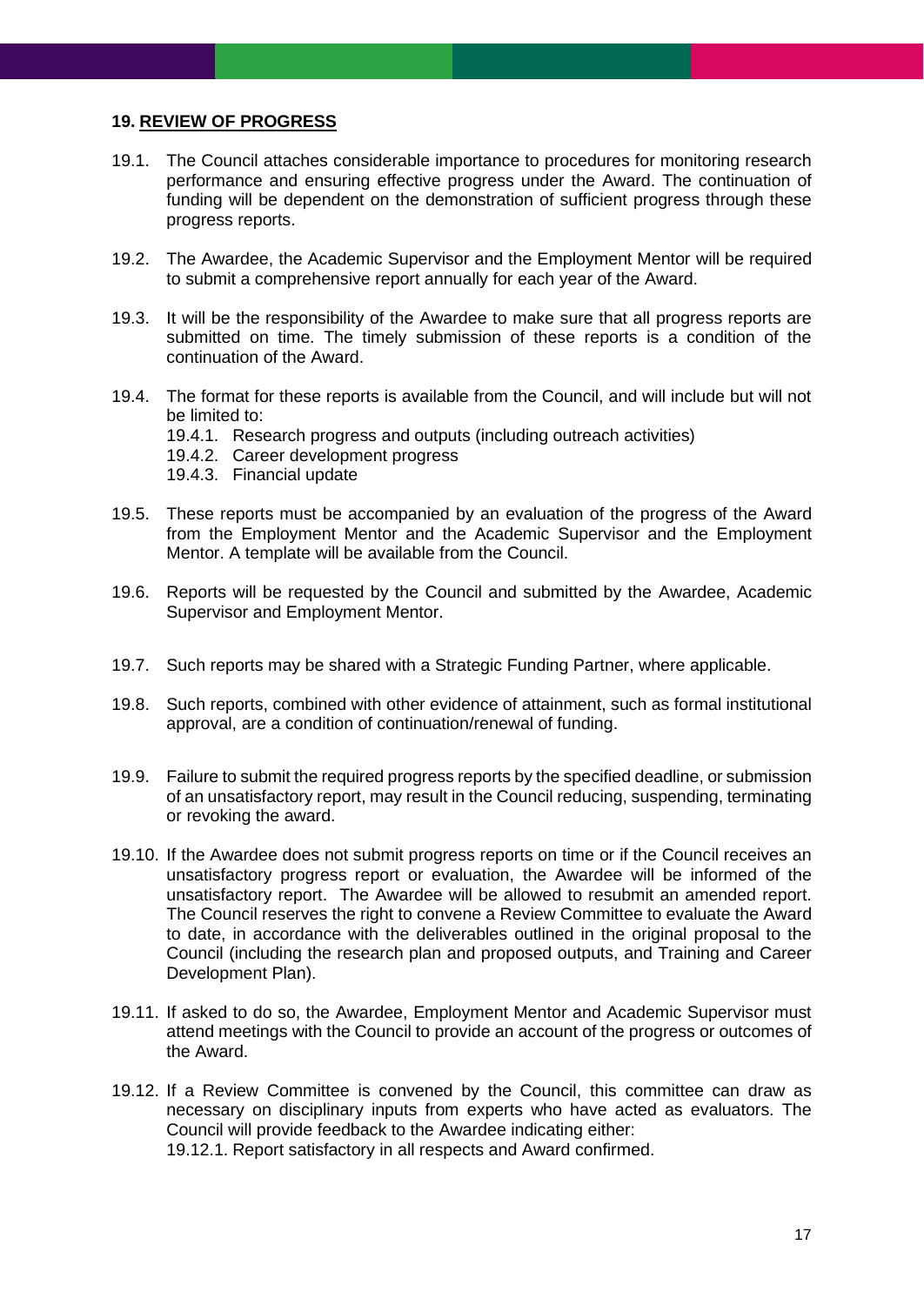## 19. REVIEW OF PROGRESS

19.1. The Council attaches considerable importance to procedures for monitoring research performance and ensuring effective progress under the Award. The continuation of funding will be dependent on the demonstration of sufficient progress through these progress reports.

19.2. The Awardee, the Academic Supervisor and the Employment Mentor will be required to submit a comprehensive report annually for each year of the Award.

19.3. It will be the responsibility of the Awardee to make sure that all progress reports are submitted on time. The timely submission of these reports is a condition of the continuation of the Award.

19.4. The format for these reports is available from the Council, and will include but will not be limited to:

- 19.4.1. Research progress and outputs (including outreach activities)
- 19.4.2. Career development progress
- 19.4.3. Financial update

19.5. These reports must be accompanied by an evaluation of the progress of the Award from the Employment Mentor and the Academic Supervisor and the Employment Mentor. A template will be available from the Council.

19.6. Reports will be requested by the Council and submitted by the Awardee, Academic Supervisor and Employment Mentor.

19.7. Such reports may be shared with a Strategic Funding Partner, where applicable.

19.8. Such reports, combined with other evidence of attainment, such as formal institutional approval, are a condition of continuation/renewal of funding.

19.9. Failure to submit the required progress reports by the specified deadline, or submission of an unsatisfactory report, may result in the Council reducing, suspending, terminating or revoking the award.

19.10. If the Awardee does not submit progress reports on time or if the Council receives an unsatisfactory progress report or evaluation, the Awardee will be informed of the unsatisfactory report. The Awardee will be allowed to resubmit an amended report. The Council reserves the right to convene a Review Committee to evaluate the Award to date, in accordance with the deliverables outlined in the original proposal to the Council (including the research plan and proposed outputs, and Training and Career Development Plan).

19.11. If asked to do so, the Awardee, Employment Mentor and Academic Supervisor must attend meetings with the Council to provide an account of the progress or outcomes of the Award.

19.12. If a Review Committee is convened by the Council, this committee can draw as necessary on disciplinary inputs from experts who have acted as evaluators. The Council will provide feedback to the Awardee indicating either:

- 19.12.1. Report satisfactory in all respects and Award confirmed.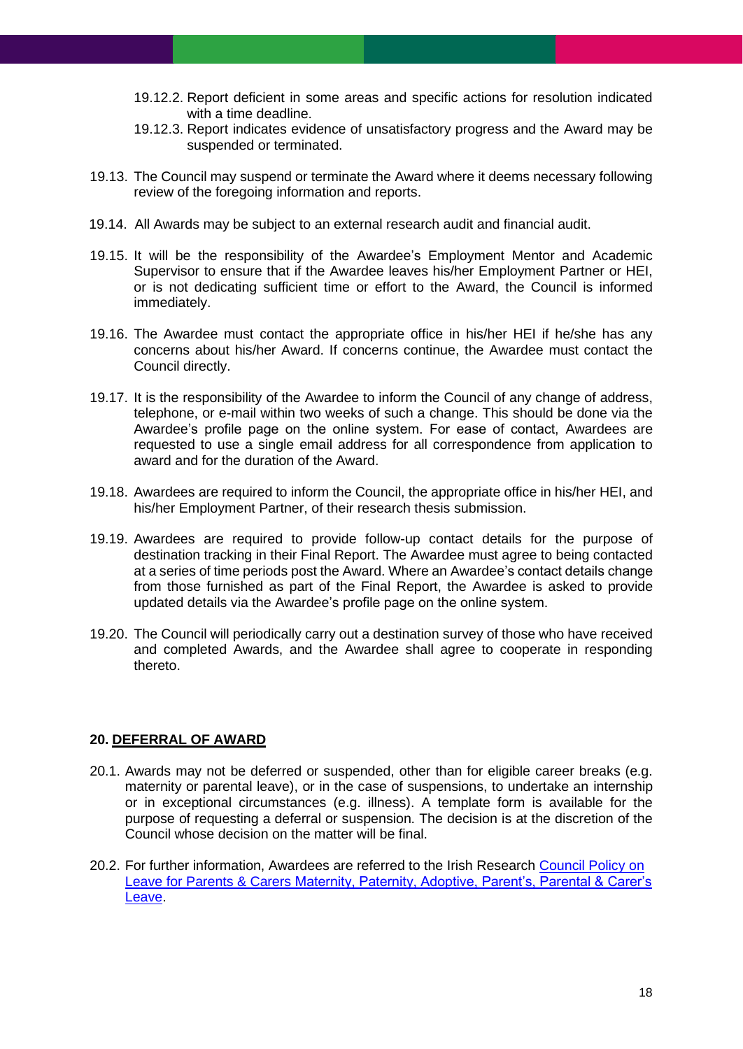19.12.2. Report deficient in some areas and specific actions for resolution indicated with a time deadline.

19.12.3. Report indicates evidence of unsatisfactory progress and the Award may be suspended or terminated.

19.13. The Council may suspend or terminate the Award where it deems necessary following review of the foregoing information and reports.

19.14. All Awards may be subject to an external research audit and financial audit.

19.15. It will be the responsibility of the Awardee's Employment Mentor and Academic Supervisor to ensure that if the Awardee leaves his/her Employment Partner or HEI, or is not dedicating sufficient time or effort to the Award, the Council is informed immediately.

19.16. The Awardee must contact the appropriate office in his/her HEI if he/she has any concerns about his/her Award. If concerns continue, the Awardee must contact the Council directly.

19.17. It is the responsibility of the Awardee to inform the Council of any change of address, telephone, or e-mail within two weeks of such a change. This should be done via the Awardee's profile page on the online system. For ease of contact, Awardees are requested to use a single email address for all correspondence from application to award and for the duration of the Award.

19.18. Awardees are required to inform the Council, the appropriate office in his/her HEI, and his/her Employment Partner, of their research thesis submission.

19.19. Awardees are required to provide follow-up contact details for the purpose of destination tracking in their Final Report. The Awardee must agree to being contacted at a series of time periods post the Award. Where an Awardee's contact details change from those furnished as part of the Final Report, the Awardee is asked to provide updated details via the Awardee's profile page on the online system.

19.20. The Council will periodically carry out a destination survey of those who have received and completed Awards, and the Awardee shall agree to cooperate in responding thereto.

## 20. DEFERRAL OF AWARD

20.1. Awards may not be deferred or suspended, other than for eligible career breaks (e.g. maternity or parental leave), or in the case of suspensions, to undertake an internship or in exceptional circumstances (e.g. illness). A template form is available for the purpose of requesting a deferral or suspension. The decision is at the discretion of the Council whose decision on the matter will be final.

20.2. For further information, Awardees are referred to the Irish Research Council Policy on Leave for Parents & Carers Maternity, Paternity, Adoptive, Parent's, Parental & Carer's Leave.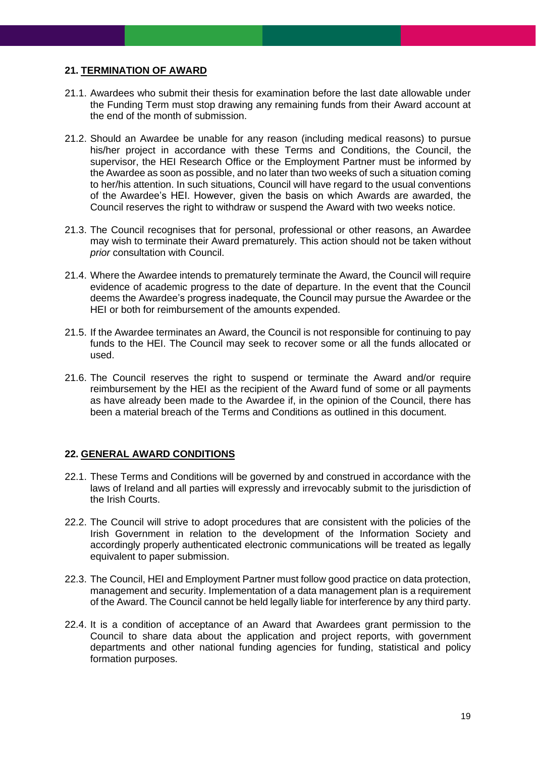## 21. TERMINATION OF AWARD

21.1. Awardees who submit their thesis for examination before the last date allowable under the Funding Term must stop drawing any remaining funds from their Award account at the end of the month of submission.

21.2. Should an Awardee be unable for any reason (including medical reasons) to pursue his/her project in accordance with these Terms and Conditions, the Council, the supervisor, the HEI Research Office or the Employment Partner must be informed by the Awardee as soon as possible, and no later than two weeks of such a situation coming to her/his attention. In such situations, Council will have regard to the usual conventions of the Awardee's HEI. However, given the basis on which Awards are awarded, the Council reserves the right to withdraw or suspend the Award with two weeks notice.

21.3. The Council recognises that for personal, professional or other reasons, an Awardee may wish to terminate their Award prematurely. This action should not be taken without *prior* consultation with Council.

21.4. Where the Awardee intends to prematurely terminate the Award, the Council will require evidence of academic progress to the date of departure. In the event that the Council deems the Awardee's progress inadequate, the Council may pursue the Awardee or the HEI or both for reimbursement of the amounts expended.

21.5. If the Awardee terminates an Award, the Council is not responsible for continuing to pay funds to the HEI. The Council may seek to recover some or all the funds allocated or used.

21.6. The Council reserves the right to suspend or terminate the Award and/or require reimbursement by the HEI as the recipient of the Award fund of some or all payments as have already been made to the Awardee if, in the opinion of the Council, there has been a material breach of the Terms and Conditions as outlined in this document.

## 22. GENERAL AWARD CONDITIONS

22.1. These Terms and Conditions will be governed by and construed in accordance with the laws of Ireland and all parties will expressly and irrevocably submit to the jurisdiction of the Irish Courts.

22.2. The Council will strive to adopt procedures that are consistent with the policies of the Irish Government in relation to the development of the Information Society and accordingly properly authenticated electronic communications will be treated as legally equivalent to paper submission.

22.3. The Council, HEI and Employment Partner must follow good practice on data protection, management and security. Implementation of a data management plan is a requirement of the Award. The Council cannot be held legally liable for interference by any third party.

22.4. It is a condition of acceptance of an Award that Awardees grant permission to the Council to share data about the application and project reports, with government departments and other national funding agencies for funding, statistical and policy formation purposes.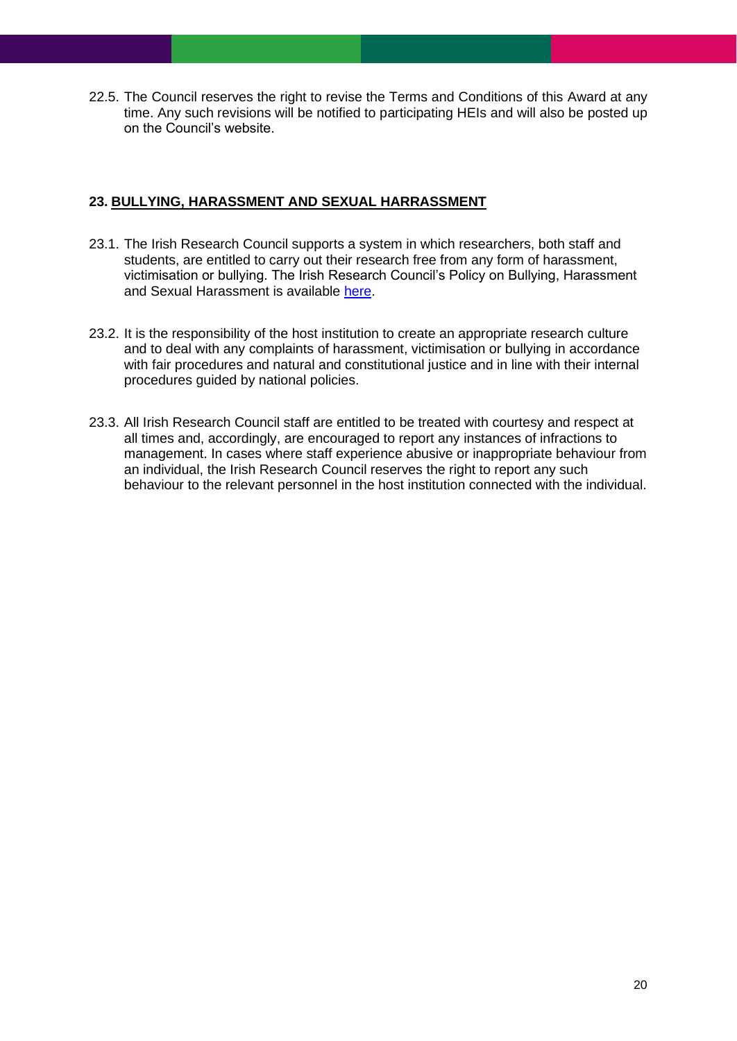22.5. The Council reserves the right to revise the Terms and Conditions of this Award at any time. Any such revisions will be notified to participating HEIs and will also be posted up on the Council's website.

## 23. BULLYING, HARASSMENT AND SEXUAL HARRASSMENT

23.1. The Irish Research Council supports a system in which researchers, both staff and students, are entitled to carry out their research free from any form of harassment, victimisation or bullying. The Irish Research Council's Policy on Bullying, Harassment and Sexual Harassment is available here.

23.2. It is the responsibility of the host institution to create an appropriate research culture and to deal with any complaints of harassment, victimisation or bullying in accordance with fair procedures and natural and constitutional justice and in line with their internal procedures guided by national policies.

23.3. All Irish Research Council staff are entitled to be treated with courtesy and respect at all times and, accordingly, are encouraged to report any instances of infractions to management. In cases where staff experience abusive or inappropriate behaviour from an individual, the Irish Research Council reserves the right to report any such behaviour to the relevant personnel in the host institution connected with the individual.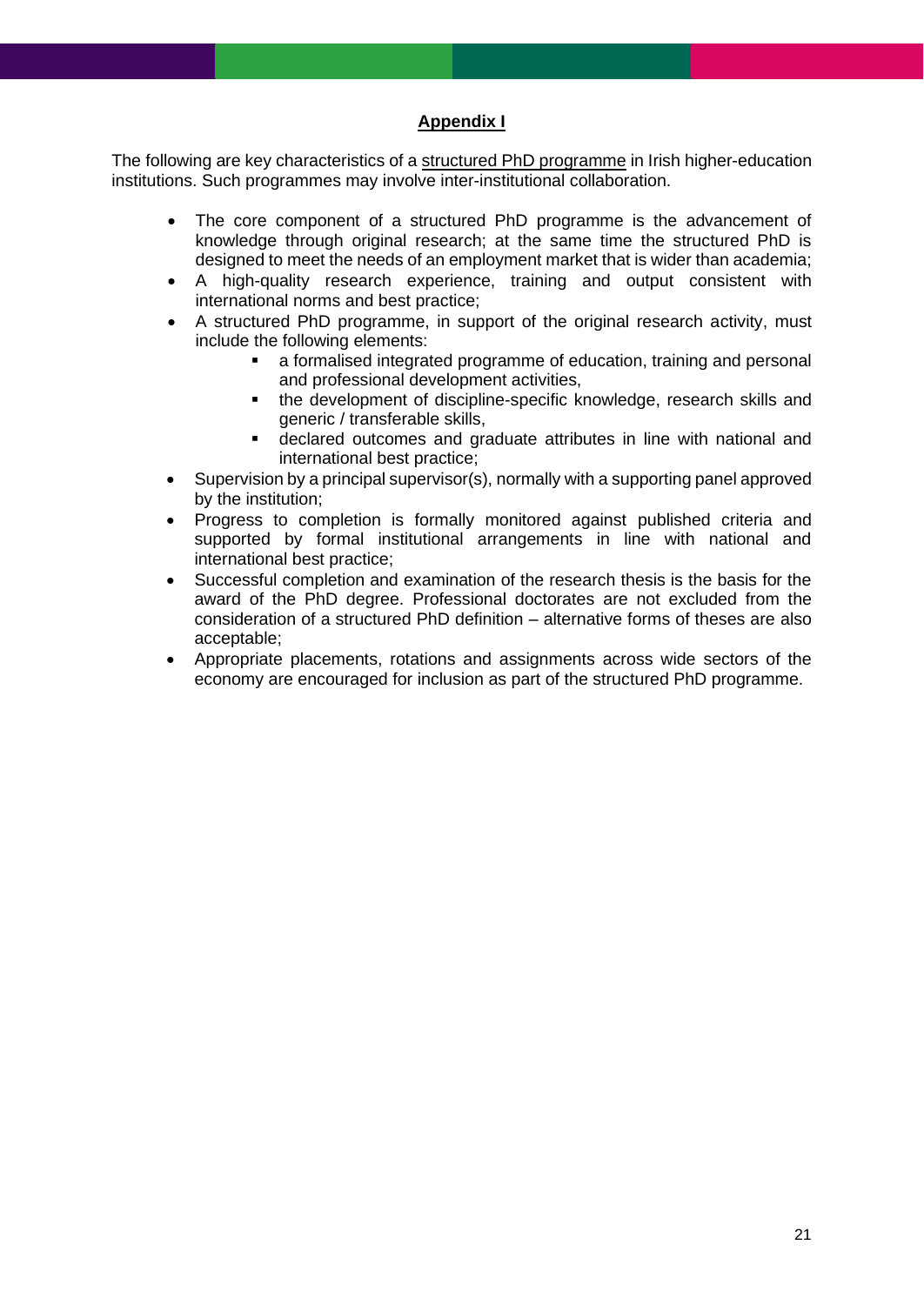## Appendix I

The following are key characteristics of a structured PhD programme in Irish higher-education institutions. Such programmes may involve inter-institutional collaboration.

- The core component of a structured PhD programme is the advancement of knowledge through original research; at the same time the structured PhD is designed to meet the needs of an employment market that is wider than academia;
- A high-quality research experience, training and output consistent with international norms and best practice;
- A structured PhD programme, in support of the original research activity, must include the following elements:
  - a formalised integrated programme of education, training and personal and professional development activities,
  - the development of discipline-specific knowledge, research skills and generic / transferable skills,
  - declared outcomes and graduate attributes in line with national and international best practice;
- Supervision by a principal supervisor(s), normally with a supporting panel approved by the institution;
- Progress to completion is formally monitored against published criteria and supported by formal institutional arrangements in line with national and international best practice;
- Successful completion and examination of the research thesis is the basis for the award of the PhD degree. Professional doctorates are not excluded from the consideration of a structured PhD definition – alternative forms of theses are also acceptable;
- Appropriate placements, rotations and assignments across wide sectors of the economy are encouraged for inclusion as part of the structured PhD programme.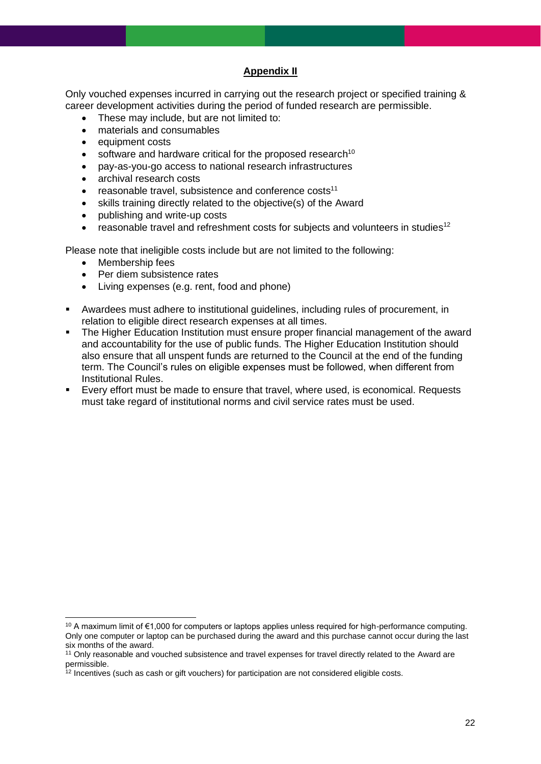## **Appendix II**

Only vouched expenses incurred in carrying out the research project or specified training & career development activities during the period of funded research are permissible.

- These may include, but are not limited to:
- materials and consumables
- equipment costs
- software and hardware critical for the proposed research[10]
- pay-as-you-go access to national research infrastructures
- archival research costs
- reasonable travel, subsistence and conference costs[11]
- skills training directly related to the objective(s) of the Award
- publishing and write-up costs
- reasonable travel and refreshment costs for subjects and volunteers in studies[12]

Please note that ineligible costs include but are not limited to the following:

- Membership fees
- Per diem subsistence rates
- Living expenses (e.g. rent, food and phone)

- Awardees must adhere to institutional guidelines, including rules of procurement, in relation to eligible direct research expenses at all times.
- The Higher Education Institution must ensure proper financial management of the award and accountability for the use of public funds. The Higher Education Institution should also ensure that all unspent funds are returned to the Council at the end of the funding term. The Council's rules on eligible expenses must be followed, when different from Institutional Rules.
- Every effort must be made to ensure that travel, where used, is economical. Requests must take regard of institutional norms and civil service rates must be used.

---

[10] A maximum limit of €1,000 for computers or laptops applies unless required for high-performance computing. Only one computer or laptop can be purchased during the award and this purchase cannot occur during the last six months of the award.

[11] Only reasonable and vouched subsistence and travel expenses for travel directly related to the Award are permissible.

[12] Incentives (such as cash or gift vouchers) for participation are not considered eligible costs.